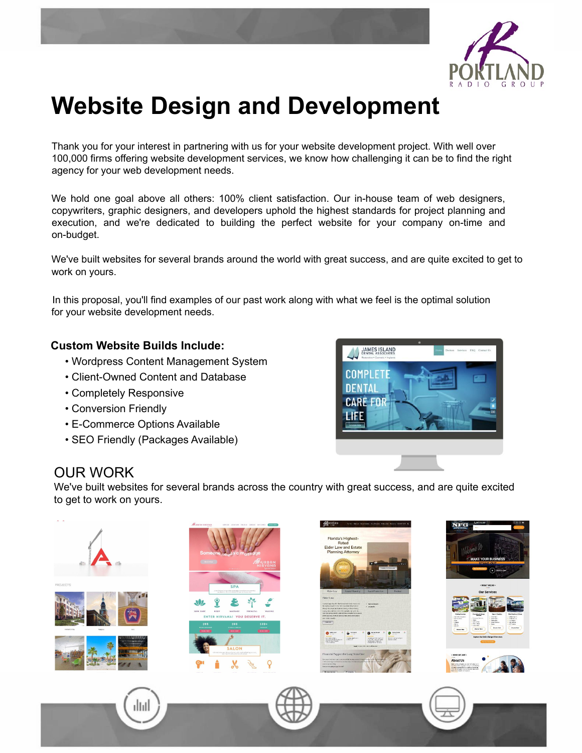# Website Design and Development

Thank you for your interest in partnering with us for your website development project. With well over 100,000 firms offering website development services, we know how challenging it can be to find the right agency for your web development needs.

We hold one goal above all others: 100% client satisfaction. Our in-house team of web designers, copywriters, graphic designers, and developers uphold the highest standards for project planning and execution, and we're dedicated to building the perfect website for your company on-time and on-budget.

We've built websites for several brands around the world with great success, and are quite excited to get to work on yours.

In this proposal, you'll find examples of our past work along with what we feel is the optimal solution for your website development needs.

### Custom Website Builds Include:

- Wordpress Content Management System
- Client-Owned Content and Database
- Completely Responsive
- Conversion Friendly
- E-Commerce Options Available
- SEO Friendly (Packages Available)

## OUR WORK

We've built websites for several brands across the country with great success, and are quite excited to get to work on yours.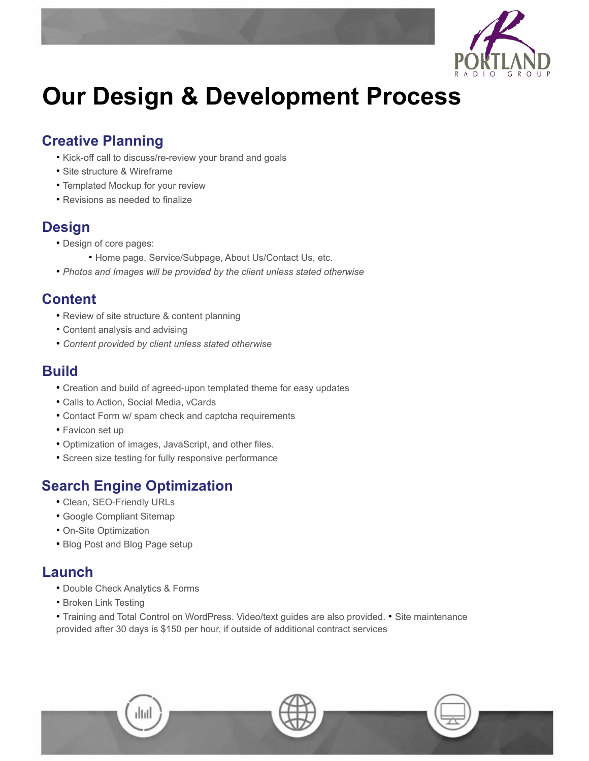# Our Design & Development Process

## Creative Planning

- Kick-off call to discuss/re-review your brand and goals
- Site structure & Wireframe
- Templated Mockup for your review
- Revisions as needed to finalize

## Design

- Design of core pages:
  - Home page, Service/Subpage, About Us/Contact Us, etc.
- *Photos and Images will be provided by the client unless stated otherwise*

## Content

- Review of site structure & content planning
- Content analysis and advising
- *Content provided by client unless stated otherwise*

## Build

- Creation and build of agreed-upon templated theme for easy updates
- Calls to Action, Social Media, vCards
- Contact Form w/ spam check and captcha requirements
- Favicon set up
- Optimization of images, JavaScript, and other files.
- Screen size testing for fully responsive performance

## Search Engine Optimization

- Clean, SEO-Friendly URLs
- Google Compliant Sitemap
- On-Site Optimization
- Blog Post and Blog Page setup

## Launch

- Double Check Analytics & Forms
- Broken Link Testing
- Training and Total Control on WordPress. Video/text guides are also provided. • Site maintenance provided after 30 days is $150 per hour, if outside of additional contract services